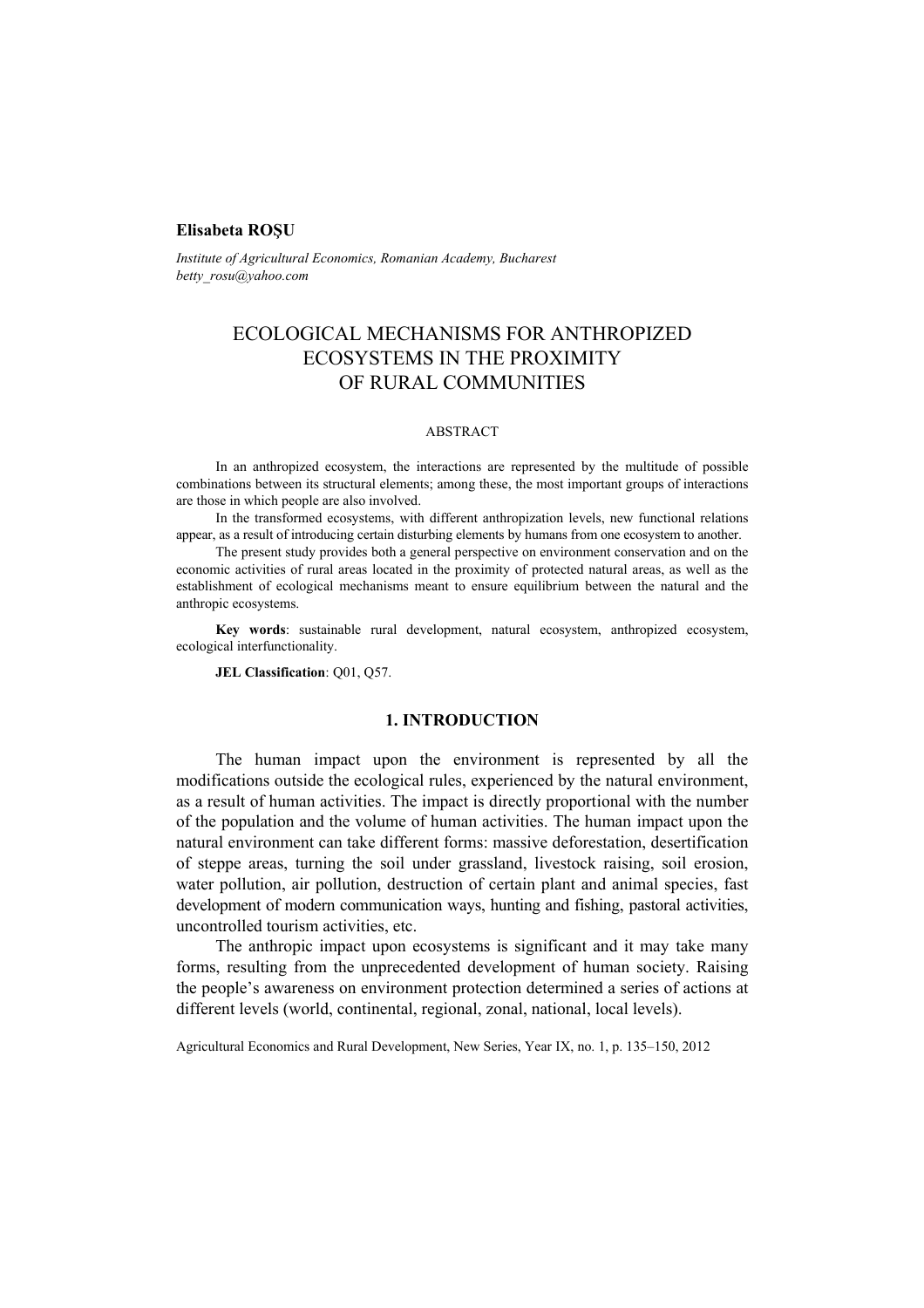**Elisabeta ROȘU**

*Institute of Agricultural Economics, Romanian Academy, Bucharest*
*betty_rosu@yahoo.com*

# ECOLOGICAL MECHANISMS FOR ANTHROPIZED ECOSYSTEMS IN THE PROXIMITY OF RURAL COMMUNITIES

ABSTRACT

In an anthropized ecosystem, the interactions are represented by the multitude of possible combinations between its structural elements; among these, the most important groups of interactions are those in which people are also involved.

In the transformed ecosystems, with different anthropization levels, new functional relations appear, as a result of introducing certain disturbing elements by humans from one ecosystem to another.

The present study provides both a general perspective on environment conservation and on the economic activities of rural areas located in the proximity of protected natural areas, as well as the establishment of ecological mechanisms meant to ensure equilibrium between the natural and the anthropic ecosystems.

**Key words**: sustainable rural development, natural ecosystem, anthropized ecosystem, ecological interfunctionality.

**JEL Classification**: Q01, Q57.

## 1. INTRODUCTION

The human impact upon the environment is represented by all the modifications outside the ecological rules, experienced by the natural environment, as a result of human activities. The impact is directly proportional with the number of the population and the volume of human activities. The human impact upon the natural environment can take different forms: massive deforestation, desertification of steppe areas, turning the soil under grassland, livestock raising, soil erosion, water pollution, air pollution, destruction of certain plant and animal species, fast development of modern communication ways, hunting and fishing, pastoral activities, uncontrolled tourism activities, etc.

The anthropic impact upon ecosystems is significant and it may take many forms, resulting from the unprecedented development of human society. Raising the people's awareness on environment protection determined a series of actions at different levels (world, continental, regional, zonal, national, local levels).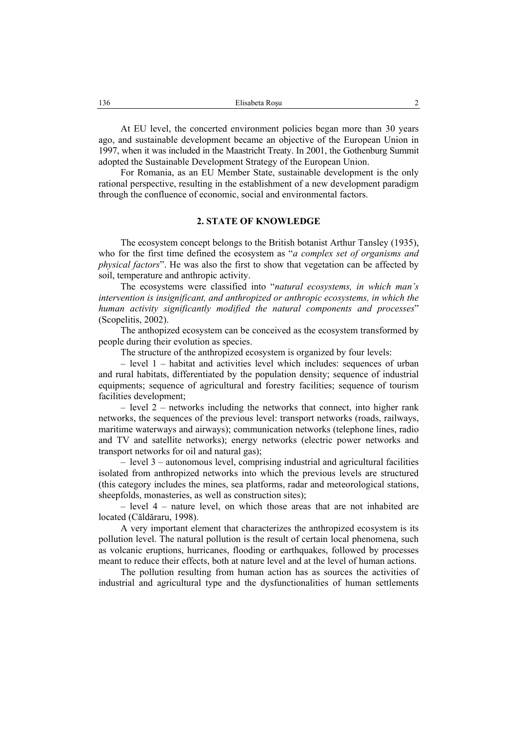At EU level, the concerted environment policies began more than 30 years ago, and sustainable development became an objective of the European Union in 1997, when it was included in the Maastricht Treaty. In 2001, the Gothenburg Summit adopted the Sustainable Development Strategy of the European Union.

For Romania, as an EU Member State, sustainable development is the only rational perspective, resulting in the establishment of a new development paradigm through the confluence of economic, social and environmental factors.

## 2. STATE OF KNOWLEDGE

The ecosystem concept belongs to the British botanist Arthur Tansley (1935), who for the first time defined the ecosystem as "*a complex set of organisms and physical factors*". He was also the first to show that vegetation can be affected by soil, temperature and anthropic activity.

The ecosystems were classified into "*natural ecosystems, in which man's intervention is insignificant, and anthropized or anthropic ecosystems, in which the human activity significantly modified the natural components and processes*" (Scopelitis, 2002).

The anthopized ecosystem can be conceived as the ecosystem transformed by people during their evolution as species.

The structure of the anthropized ecosystem is organized by four levels:

– level 1 – habitat and activities level which includes: sequences of urban and rural habitats, differentiated by the population density; sequence of industrial equipments; sequence of agricultural and forestry facilities; sequence of tourism facilities development;

– level 2 – networks including the networks that connect, into higher rank networks, the sequences of the previous level: transport networks (roads, railways, maritime waterways and airways); communication networks (telephone lines, radio and TV and satellite networks); energy networks (electric power networks and transport networks for oil and natural gas);

– level 3 – autonomous level, comprising industrial and agricultural facilities isolated from anthropized networks into which the previous levels are structured (this category includes the mines, sea platforms, radar and meteorological stations, sheepfolds, monasteries, as well as construction sites);

– level 4 – nature level, on which those areas that are not inhabited are located (Căldăraru, 1998).

A very important element that characterizes the anthropized ecosystem is its pollution level. The natural pollution is the result of certain local phenomena, such as volcanic eruptions, hurricanes, flooding or earthquakes, followed by processes meant to reduce their effects, both at nature level and at the level of human actions.

The pollution resulting from human action has as sources the activities of industrial and agricultural type and the dysfunctionalities of human settlements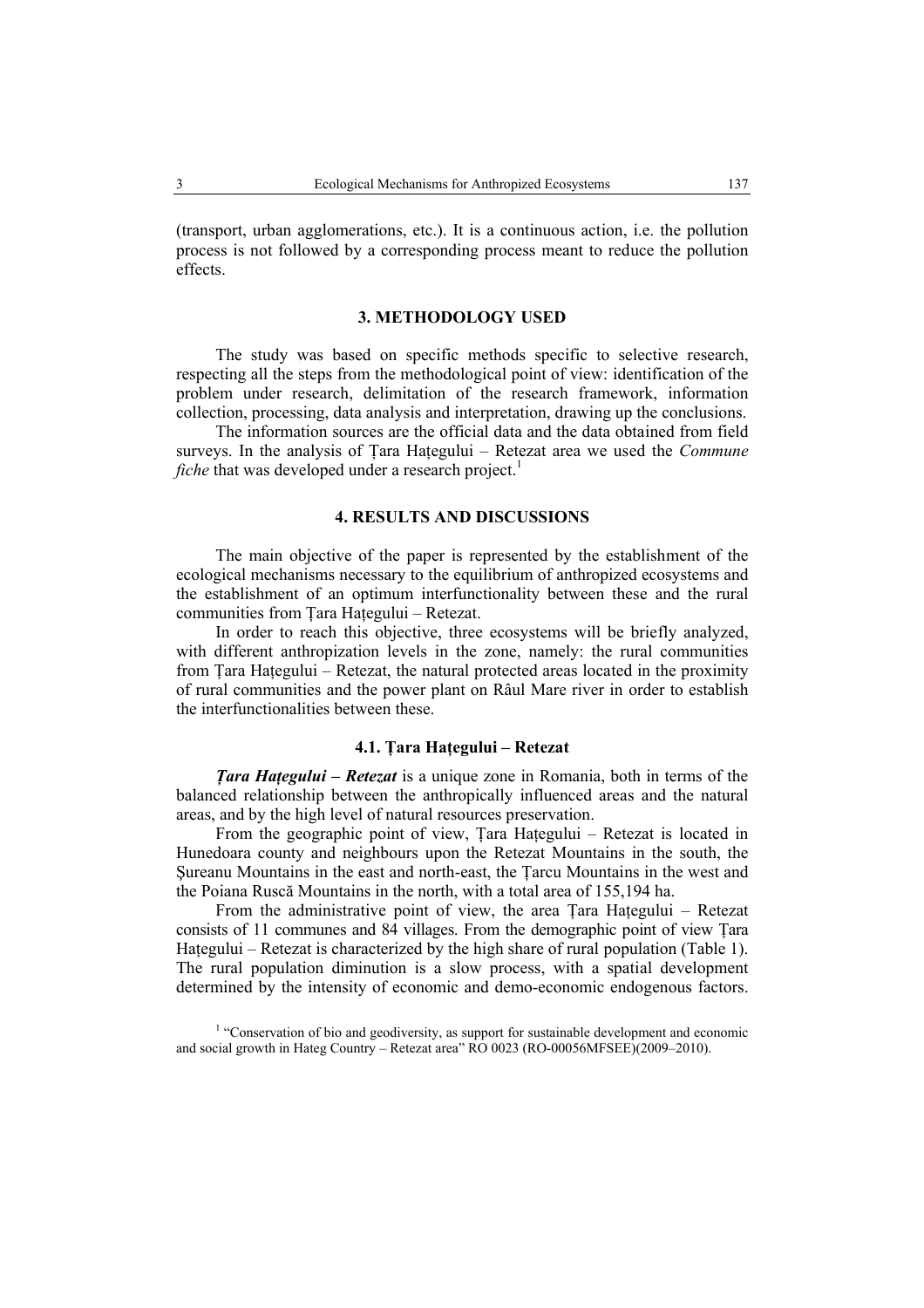(transport, urban agglomerations, etc.). It is a continuous action, i.e. the pollution process is not followed by a corresponding process meant to reduce the pollution effects.

## 3. METHODOLOGY USED

The study was based on specific methods specific to selective research, respecting all the steps from the methodological point of view: identification of the problem under research, delimitation of the research framework, information collection, processing, data analysis and interpretation, drawing up the conclusions.

The information sources are the official data and the data obtained from field surveys. In the analysis of Țara Hațegului – Retezat area we used the *Commune fiche* that was developed under a research project.[1]

## 4. RESULTS AND DISCUSSIONS

The main objective of the paper is represented by the establishment of the ecological mechanisms necessary to the equilibrium of anthropized ecosystems and the establishment of an optimum interfunctionality between these and the rural communities from Țara Hațegului – Retezat.

In order to reach this objective, three ecosystems will be briefly analyzed, with different anthropization levels in the zone, namely: the rural communities from Țara Hațegului – Retezat, the natural protected areas located in the proximity of rural communities and the power plant on Râul Mare river in order to establish the interfunctionalities between these.

### 4.1. Țara Hațegului – Retezat

***Țara Hațegului – Retezat*** is a unique zone in Romania, both in terms of the balanced relationship between the anthropically influenced areas and the natural areas, and by the high level of natural resources preservation.

From the geographic point of view, Țara Hațegului – Retezat is located in Hunedoara county and neighbours upon the Retezat Mountains in the south, the Șureanu Mountains in the east and north-east, the Țarcu Mountains in the west and the Poiana Ruscă Mountains in the north, with a total area of 155,194 ha.

From the administrative point of view, the area Țara Hațegului – Retezat consists of 11 communes and 84 villages. From the demographic point of view Țara Hațegului – Retezat is characterized by the high share of rural population (Table 1). The rural population diminution is a slow process, with a spatial development determined by the intensity of economic and demo-economic endogenous factors.

[1] "Conservation of bio and geodiversity, as support for sustainable development and economic and social growth in Hateg Country – Retezat area" RO 0023 (RO-00056MFSEE)(2009–2010).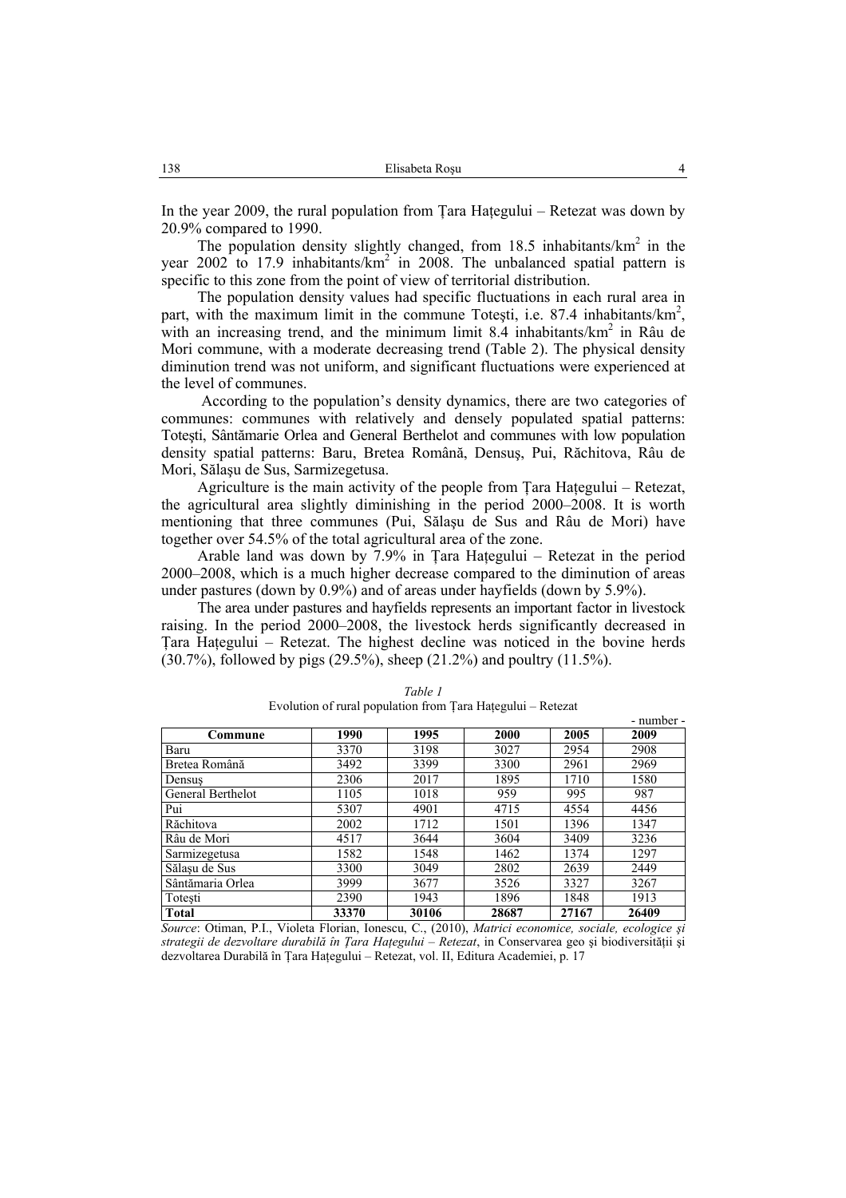In the year 2009, the rural population from Țara Hațegului – Retezat was down by 20.9% compared to 1990.

The population density slightly changed, from 18.5 inhabitants/km$^2$ in the year 2002 to 17.9 inhabitants/km$^2$ in 2008. The unbalanced spatial pattern is specific to this zone from the point of view of territorial distribution.

The population density values had specific fluctuations in each rural area in part, with the maximum limit in the commune Totești, i.e. 87.4 inhabitants/km$^2$, with an increasing trend, and the minimum limit 8.4 inhabitants/km$^2$ in Râu de Mori commune, with a moderate decreasing trend (Table 2). The physical density diminution trend was not uniform, and significant fluctuations were experienced at the level of communes.

According to the population's density dynamics, there are two categories of communes: communes with relatively and densely populated spatial patterns: Totești, Sântămarie Orlea and General Berthelot and communes with low population density spatial patterns: Baru, Bretea Română, Densuș, Pui, Răchitova, Râu de Mori, Sălașu de Sus, Sarmizegetusa.

Agriculture is the main activity of the people from Țara Hațegului – Retezat, the agricultural area slightly diminishing in the period 2000–2008. It is worth mentioning that three communes (Pui, Sălașu de Sus and Râu de Mori) have together over 54.5% of the total agricultural area of the zone.

Arable land was down by 7.9% in Țara Hațegului – Retezat in the period 2000–2008, which is a much higher decrease compared to the diminution of areas under pastures (down by 0.9%) and of areas under hayfields (down by 5.9%).

The area under pastures and hayfields represents an important factor in livestock raising. In the period 2000–2008, the livestock herds significantly decreased in Țara Hațegului – Retezat. The highest decline was noticed in the bovine herds (30.7%), followed by pigs (29.5%), sheep (21.2%) and poultry (11.5%).

*Table 1*

Evolution of rural population from Țara Hațegului – Retezat

- number -

| Commune | 1990 | 1995 | 2000 | 2005 | 2009 |
|---|---|---|---|---|---|
| Baru | 3370 | 3198 | 3027 | 2954 | 2908 |
| Bretea Română | 3492 | 3399 | 3300 | 2961 | 2969 |
| Densuș | 2306 | 2017 | 1895 | 1710 | 1580 |
| General Berthelot | 1105 | 1018 | 959 | 995 | 987 |
| Pui | 5307 | 4901 | 4715 | 4554 | 4456 |
| Răchitova | 2002 | 1712 | 1501 | 1396 | 1347 |
| Râu de Mori | 4517 | 3644 | 3604 | 3409 | 3236 |
| Sarmizegetusa | 1582 | 1548 | 1462 | 1374 | 1297 |
| Sălașu de Sus | 3300 | 3049 | 2802 | 2639 | 2449 |
| Sântămaria Orlea | 3999 | 3677 | 3526 | 3327 | 3267 |
| Totești | 2390 | 1943 | 1896 | 1848 | 1913 |
| **Total** | **33370** | **30106** | **28687** | **27167** | **26409** |

*Source*: Otiman, P.I., Violeta Florian, Ionescu, C., (2010), *Matrici economice, sociale, ecologice şi strategii de dezvoltare durabilă în Țara Hațegului – Retezat*, in Conservarea geo şi biodiversității şi dezvoltarea Durabilă în Țara Hațegului – Retezat, vol. II, Editura Academiei, p. 17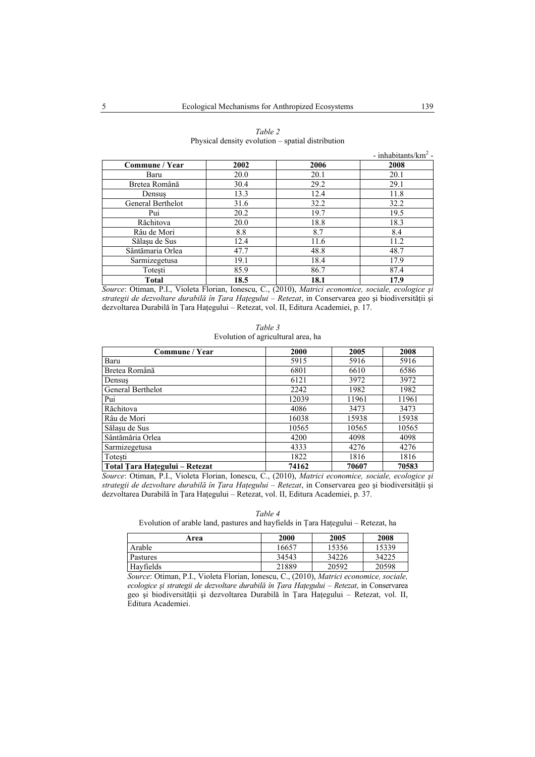*Table 2*
Physical density evolution – spatial distribution

- inhabitants/km$^2$ -

| Commune / Year | 2002 | 2006 | 2008 |
|---|---|---|---|
| Baru | 20.0 | 20.1 | 20.1 |
| Bretea Română | 30.4 | 29.2 | 29.1 |
| Densuş | 13.3 | 12.4 | 11.8 |
| General Berthelot | 31.6 | 32.2 | 32.2 |
| Pui | 20.2 | 19.7 | 19.5 |
| Răchitova | 20.0 | 18.8 | 18.3 |
| Râu de Mori | 8.8 | 8.7 | 8.4 |
| Sălaşu de Sus | 12.4 | 11.6 | 11.2 |
| Sântămaria Orlea | 47.7 | 48.8 | 48.7 |
| Sarmizegetusa | 19.1 | 18.4 | 17.9 |
| Toteşti | 85.9 | 86.7 | 87.4 |
| **Total** | **18.5** | **18.1** | **17.9** |

*Source*: Otiman, P.I., Violeta Florian, Ionescu, C., (2010), *Matrici economice, sociale, ecologice şi strategii de dezvoltare durabilă în Ţara Haţegului – Retezat*, in Conservarea geo şi biodiversităţii şi dezvoltarea Durabilă în Ţara Haţegului – Retezat, vol. II, Editura Academiei, p. 17.

*Table 3*
Evolution of agricultural area, ha

| Commune / Year | 2000 | 2005 | 2008 |
|---|---|---|---|
| Baru | 5915 | 5916 | 5916 |
| Bretea Română | 6801 | 6610 | 6586 |
| Densuş | 6121 | 3972 | 3972 |
| General Berthelot | 2242 | 1982 | 1982 |
| Pui | 12039 | 11961 | 11961 |
| Răchitova | 4086 | 3473 | 3473 |
| Râu de Mori | 16038 | 15938 | 15938 |
| Sălaşu de Sus | 10565 | 10565 | 10565 |
| Sântămăria Orlea | 4200 | 4098 | 4098 |
| Sarmizegetusa | 4333 | 4276 | 4276 |
| Toteşti | 1822 | 1816 | 1816 |
| **Total Ţara Haţegului – Retezat** | **74162** | **70607** | **70583** |

*Source*: Otiman, P.I., Violeta Florian, Ionescu, C., (2010), *Matrici economice, sociale, ecologice şi strategii de dezvoltare durabilă în Ţara Haţegului – Retezat*, in Conservarea geo şi biodiversităţii şi dezvoltarea Durabilă în Ţara Haţegului – Retezat, vol. II, Editura Academiei, p. 37.

*Table 4*
Evolution of arable land, pastures and hayfields in Ţara Haţegului – Retezat, ha

| Area | 2000 | 2005 | 2008 |
|---|---|---|---|
| Arable | 16657 | 15356 | 15339 |
| Pastures | 34543 | 34226 | 34225 |
| Hayfields | 21889 | 20592 | 20598 |

*Source*: Otiman, P.I., Violeta Florian, Ionescu, C., (2010), *Matrici economice, sociale, ecologice şi strategii de dezvoltare durabilă în Ţara Haţegului – Retezat*, in Conservarea geo şi biodiversităţii şi dezvoltarea Durabilă în Ţara Haţegului – Retezat, vol. II, Editura Academiei.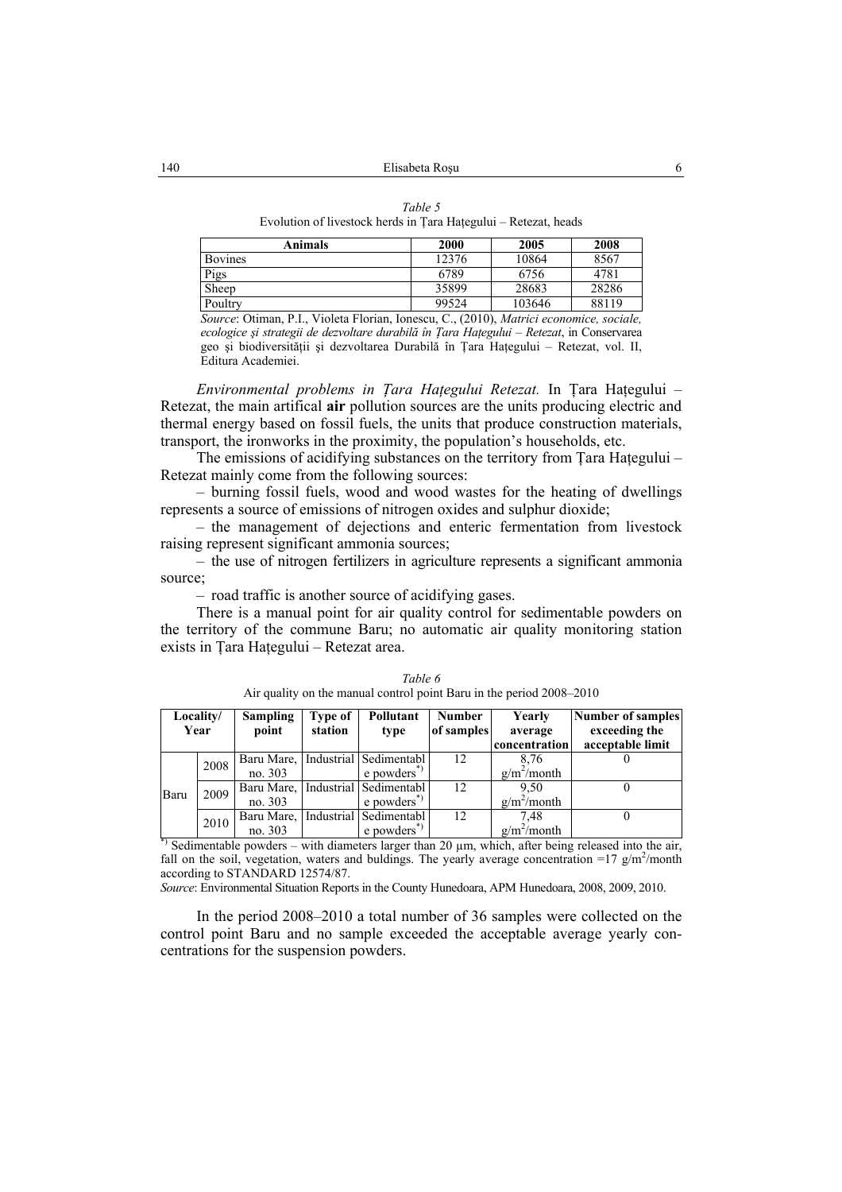*Table 5*

Evolution of livestock herds in Țara Hațegului – Retezat, heads

| Animals | 2000 | 2005 | 2008 |
|---|---|---|---|
| Bovines | 12376 | 10864 | 8567 |
| Pigs | 6789 | 6756 | 4781 |
| Sheep | 35899 | 28683 | 28286 |
| Poultry | 99524 | 103646 | 88119 |

*Source*: Otiman, P.I., Violeta Florian, Ionescu, C., (2010), *Matrici economice, sociale, ecologice și strategii de dezvoltare durabilă în Țara Hațegului – Retezat*, in Conservarea geo și biodiversității și dezvoltarea Durabilă în Țara Hațegului – Retezat, vol. II, Editura Academiei.

*Environmental problems in Țara Hațegului Retezat.* In Țara Hațegului – Retezat, the main artifical **air** pollution sources are the units producing electric and thermal energy based on fossil fuels, the units that produce construction materials, transport, the ironworks in the proximity, the population's households, etc.

The emissions of acidifying substances on the territory from Țara Hațegului – Retezat mainly come from the following sources:

– burning fossil fuels, wood and wood wastes for the heating of dwellings represents a source of emissions of nitrogen oxides and sulphur dioxide;

– the management of dejections and enteric fermentation from livestock raising represent significant ammonia sources;

– the use of nitrogen fertilizers in agriculture represents a significant ammonia source;

– road traffic is another source of acidifying gases.

There is a manual point for air quality control for sedimentable powders on the territory of the commune Baru; no automatic air quality monitoring station exists in Țara Hațegului – Retezat area.

*Table 6*

Air quality on the manual control point Baru in the period 2008–2010

| Locality/ Year | | Sampling point | Type of station | Pollutant type | Number of samples | Yearly average concentration | Number of samples exceeding the acceptable limit |
|---|---|---|---|---|---|---|---|
| Baru | 2008 | Baru Mare, no. 303 | Industrial | Sedimentable powders*) | 12 | 8,76 $g/m^2$/month | 0 |
| | 2009 | Baru Mare, no. 303 | Industrial | Sedimentable powders*) | 12 | 9,50 $g/m^2$/month | 0 |
| | 2010 | Baru Mare, no. 303 | Industrial | Sedimentable powders*) | 12 | 7,48 $g/m^2$/month | 0 |

*) Sedimentable powders – with diameters larger than 20 µm, which, after being released into the air, fall on the soil, vegetation, waters and buldings. The yearly average concentration =17 $g/m^2$/month according to STANDARD 12574/87.

*Source*: Environmental Situation Reports in the County Hunedoara, APM Hunedoara, 2008, 2009, 2010.

In the period 2008–2010 a total number of 36 samples were collected on the control point Baru and no sample exceeded the acceptable average yearly concentrations for the suspension powders.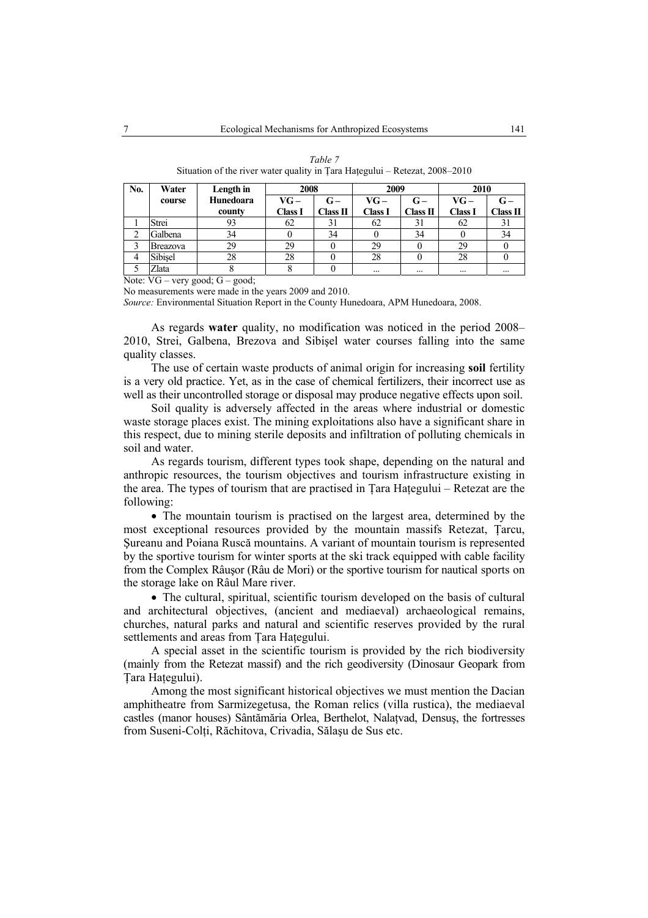*Table 7*

Situation of the river water quality in Țara Hațegului – Retezat, 2008–2010

| No. | Water course | Length in Hunedoara county | 2008 | | 2009 | | 2010 | |
|---|---|---|---|---|---|---|---|---|
| | | | VG – Class I | G – Class II | VG – Class I | G – Class II | VG – Class I | G – Class II |
| 1 | Strei | 93 | 62 | 31 | 62 | 31 | 62 | 31 |
| 2 | Galbena | 34 | 0 | 34 | 0 | 34 | 0 | 34 |
| 3 | Breazova | 29 | 29 | 0 | 29 | 0 | 29 | 0 |
| 4 | Sibișel | 28 | 28 | 0 | 28 | 0 | 28 | 0 |
| 5 | Zlata | 8 | 8 | 0 | ... | ... | ... | ... |

Note: VG – very good; G – good;

No measurements were made in the years 2009 and 2010.

*Source:* Environmental Situation Report in the County Hunedoara, APM Hunedoara, 2008.

As regards **water** quality, no modification was noticed in the period 2008–2010, Strei, Galbena, Brezova and Sibișel water courses falling into the same quality classes.

The use of certain waste products of animal origin for increasing **soil** fertility is a very old practice. Yet, as in the case of chemical fertilizers, their incorrect use as well as their uncontrolled storage or disposal may produce negative effects upon soil.

Soil quality is adversely affected in the areas where industrial or domestic waste storage places exist. The mining exploitations also have a significant share in this respect, due to mining sterile deposits and infiltration of polluting chemicals in soil and water.

As regards tourism, different types took shape, depending on the natural and anthropic resources, the tourism objectives and tourism infrastructure existing in the area. The types of tourism that are practised in Țara Hațegului – Retezat are the following:

- The mountain tourism is practised on the largest area, determined by the most exceptional resources provided by the mountain massifs Retezat, Țarcu, Șureanu and Poiana Ruscă mountains. A variant of mountain tourism is represented by the sportive tourism for winter sports at the ski track equipped with cable facility from the Complex Râușor (Râu de Mori) or the sportive tourism for nautical sports on the storage lake on Râul Mare river.

- The cultural, spiritual, scientific tourism developed on the basis of cultural and architectural objectives, (ancient and mediaeval) archaeological remains, churches, natural parks and natural and scientific reserves provided by the rural settlements and areas from Țara Hațegului.

A special asset in the scientific tourism is provided by the rich biodiversity (mainly from the Retezat massif) and the rich geodiversity (Dinosaur Geopark from Țara Hațegului).

Among the most significant historical objectives we must mention the Dacian amphitheatre from Sarmizegetusa, the Roman relics (villa rustica), the mediaeval castles (manor houses) Sântămăria Orlea, Berthelot, Nalațvad, Densuș, the fortresses from Suseni-Colți, Răchitova, Crivadia, Sălașu de Sus etc.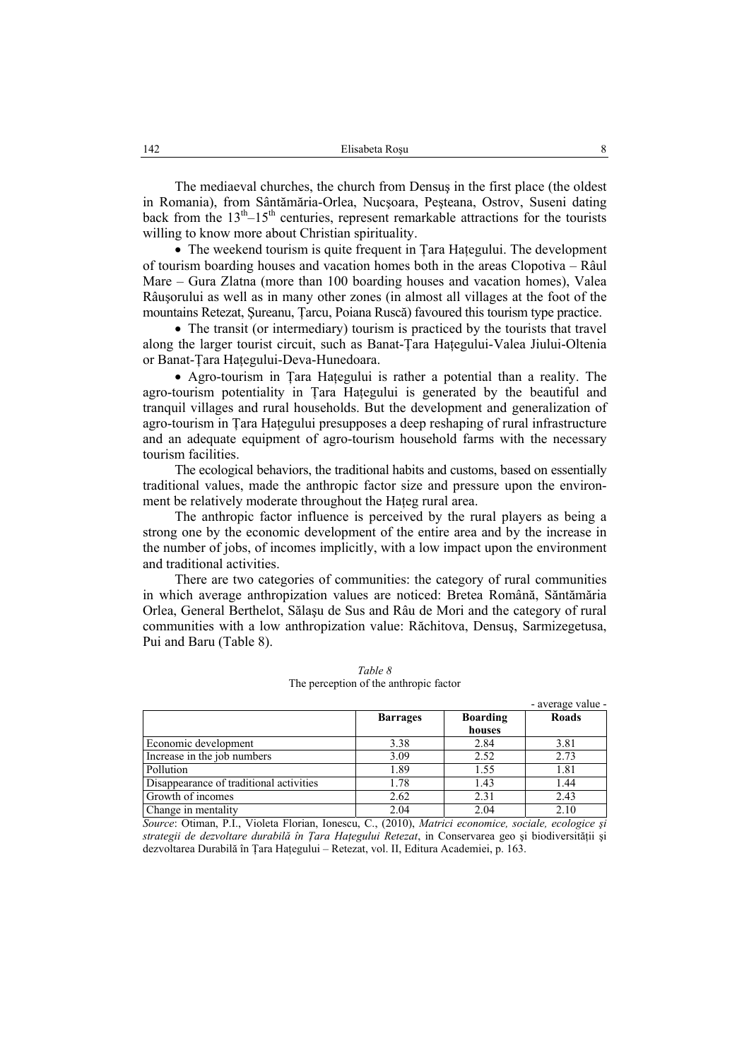The mediaeval churches, the church from Densuş in the first place (the oldest in Romania), from Sântămăria-Orlea, Nucşoara, Peşteana, Ostrov, Suseni dating back from the $13^{th}$–$15^{th}$ centuries, represent remarkable attractions for the tourists willing to know more about Christian spirituality.

- The weekend tourism is quite frequent in Ţara Haţegului. The development of tourism boarding houses and vacation homes both in the areas Clopotiva – Râul Mare – Gura Zlatna (more than 100 boarding houses and vacation homes), Valea Râuşorului as well as in many other zones (in almost all villages at the foot of the mountains Retezat, Şureanu, Ţarcu, Poiana Ruscă) favoured this tourism type practice.
- The transit (or intermediary) tourism is practiced by the tourists that travel along the larger tourist circuit, such as Banat-Ţara Haţegului-Valea Jiului-Oltenia or Banat-Ţara Haţegului-Deva-Hunedoara.
- Agro-tourism in Ţara Haţegului is rather a potential than a reality. The agro-tourism potentiality in Ţara Haţegului is generated by the beautiful and tranquil villages and rural households. But the development and generalization of agro-tourism in Ţara Haţegului presupposes a deep reshaping of rural infrastructure and an adequate equipment of agro-tourism household farms with the necessary tourism facilities.

The ecological behaviors, the traditional habits and customs, based on essentially traditional values, made the anthropic factor size and pressure upon the environment be relatively moderate throughout the Haţeg rural area.

The anthropic factor influence is perceived by the rural players as being a strong one by the economic development of the entire area and by the increase in the number of jobs, of incomes implicitly, with a low impact upon the environment and traditional activities.

There are two categories of communities: the category of rural communities in which average anthropization values are noticed: Bretea Română, Săntămăria Orlea, General Berthelot, Sălaşu de Sus and Râu de Mori and the category of rural communities with a low anthropization value: Răchitova, Densuş, Sarmizegetusa, Pui and Baru (Table 8).

*Table 8*
The perception of the anthropic factor

- average value -

| | Barrages | Boarding houses | Roads |
|---|---|---|---|
| Economic development | 3.38 | 2.84 | 3.81 |
| Increase in the job numbers | 3.09 | 2.52 | 2.73 |
| Pollution | 1.89 | 1.55 | 1.81 |
| Disappearance of traditional activities | 1.78 | 1.43 | 1.44 |
| Growth of incomes | 2.62 | 2.31 | 2.43 |
| Change in mentality | 2.04 | 2.04 | 2.10 |

*Source*: Otiman, P.I., Violeta Florian, Ionescu, C., (2010), *Matrici economice, sociale, ecologice şi strategii de dezvoltare durabilă în Ţara Haţegului Retezat*, in Conservarea geo şi biodiversităţii şi dezvoltarea Durabilă în Ţara Haţegului – Retezat, vol. II, Editura Academiei, p. 163.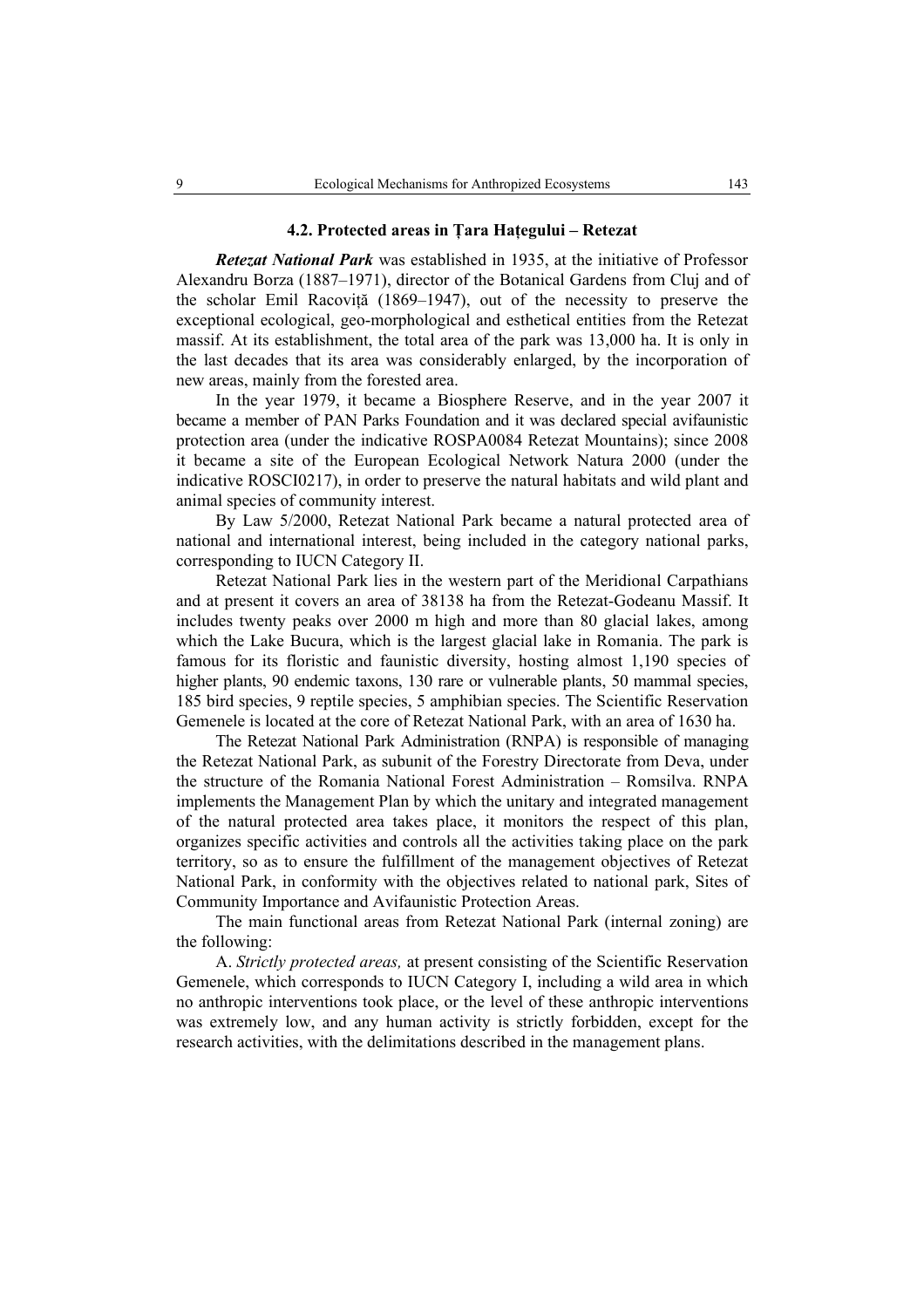### 4.2. Protected areas in Țara Hațegului – Retezat

***Retezat National Park*** was established in 1935, at the initiative of Professor Alexandru Borza (1887–1971), director of the Botanical Gardens from Cluj and of the scholar Emil Racoviță (1869–1947), out of the necessity to preserve the exceptional ecological, geo-morphological and esthetical entities from the Retezat massif. At its establishment, the total area of the park was 13,000 ha. It is only in the last decades that its area was considerably enlarged, by the incorporation of new areas, mainly from the forested area.

In the year 1979, it became a Biosphere Reserve, and in the year 2007 it became a member of PAN Parks Foundation and it was declared special avifaunistic protection area (under the indicative ROSPA0084 Retezat Mountains); since 2008 it became a site of the European Ecological Network Natura 2000 (under the indicative ROSCI0217), in order to preserve the natural habitats and wild plant and animal species of community interest.

By Law 5/2000, Retezat National Park became a natural protected area of national and international interest, being included in the category national parks, corresponding to IUCN Category II.

Retezat National Park lies in the western part of the Meridional Carpathians and at present it covers an area of 38138 ha from the Retezat-Godeanu Massif. It includes twenty peaks over 2000 m high and more than 80 glacial lakes, among which the Lake Bucura, which is the largest glacial lake in Romania. The park is famous for its floristic and faunistic diversity, hosting almost 1,190 species of higher plants, 90 endemic taxons, 130 rare or vulnerable plants, 50 mammal species, 185 bird species, 9 reptile species, 5 amphibian species. The Scientific Reservation Gemenele is located at the core of Retezat National Park, with an area of 1630 ha.

The Retezat National Park Administration (RNPA) is responsible of managing the Retezat National Park, as subunit of the Forestry Directorate from Deva, under the structure of the Romania National Forest Administration – Romsilva. RNPA implements the Management Plan by which the unitary and integrated management of the natural protected area takes place, it monitors the respect of this plan, organizes specific activities and controls all the activities taking place on the park territory, so as to ensure the fulfillment of the management objectives of Retezat National Park, in conformity with the objectives related to national park, Sites of Community Importance and Avifaunistic Protection Areas.

The main functional areas from Retezat National Park (internal zoning) are the following:

A. *Strictly protected areas,* at present consisting of the Scientific Reservation Gemenele, which corresponds to IUCN Category I, including a wild area in which no anthropic interventions took place, or the level of these anthropic interventions was extremely low, and any human activity is strictly forbidden, except for the research activities, with the delimitations described in the management plans.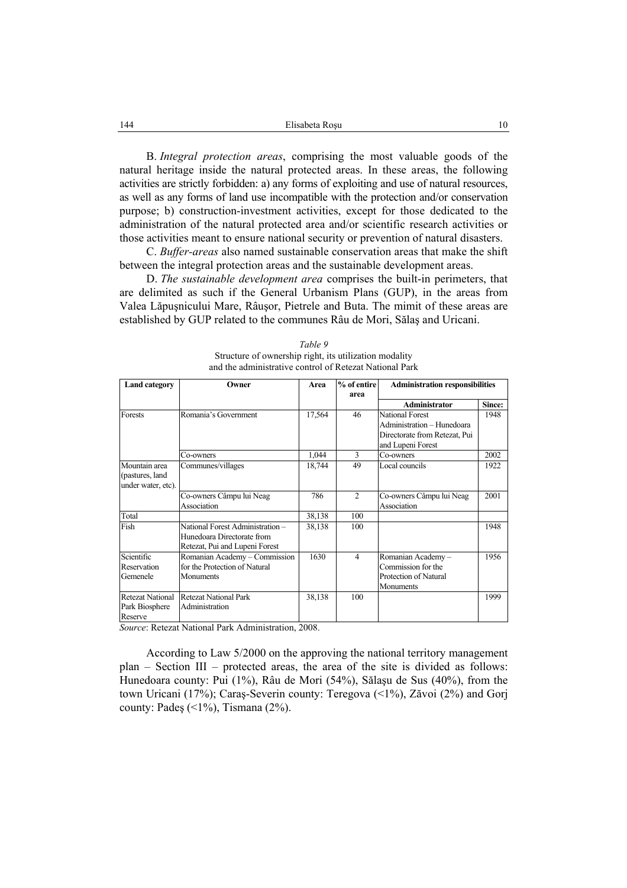B. *Integral protection areas*, comprising the most valuable goods of the natural heritage inside the natural protected areas. In these areas, the following activities are strictly forbidden: a) any forms of exploiting and use of natural resources, as well as any forms of land use incompatible with the protection and/or conservation purpose; b) construction-investment activities, except for those dedicated to the administration of the natural protected area and/or scientific research activities or those activities meant to ensure national security or prevention of natural disasters.

C. *Buffer-areas* also named sustainable conservation areas that make the shift between the integral protection areas and the sustainable development areas.

D. *The sustainable development area* comprises the built-in perimeters, that are delimited as such if the General Urbanism Plans (GUP), in the areas from Valea Lăpuşnicului Mare, Râuşor, Pietrele and Buta. The mimit of these areas are established by GUP related to the communes Râu de Mori, Sălaş and Uricani.

*Table 9*
Structure of ownership right, its utilization modality and the administrative control of Retezat National Park

| Land category | Owner | Area | % of entire area | Administration responsibilities | |
|---|---|---|---|---|---|
| | | | | **Administrator** | **Since:** |
| Forests | Romania's Government | 17,564 | 46 | National Forest Administration – Hunedoara Directorate from Retezat, Pui and Lupeni Forest | 1948 |
| | Co-owners | 1,044 | 3 | Co-owners | 2002 |
| Mountain area (pastures, land under water, etc). | Communes/villages | 18,744 | 49 | Local councils | 1922 |
| | Co-owners Câmpu lui Neag Association | 786 | 2 | Co-owners Câmpu lui Neag Association | 2001 |
| Total | | 38,138 | 100 | | |
| Fish | National Forest Administration – Hunedoara Directorate from Retezat, Pui and Lupeni Forest | 38,138 | 100 | | 1948 |
| Scientific Reservation Gemenele | Romanian Academy – Commission for the Protection of Natural Monuments | 1630 | 4 | Romanian Academy – Commission for the Protection of Natural Monuments | 1956 |
| Retezat National Park Biosphere Reserve | Retezat National Park Administration | 38,138 | 100 | | 1999 |

*Source*: Retezat National Park Administration, 2008.

According to Law 5/2000 on the approving the national territory management plan – Section III – protected areas, the area of the site is divided as follows: Hunedoara county: Pui (1%), Râu de Mori (54%), Sălaşu de Sus (40%), from the town Uricani (17%); Caraş-Severin county: Teregova (<1%), Zăvoi (2%) and Gorj county: Padeş (<1%), Tismana (2%).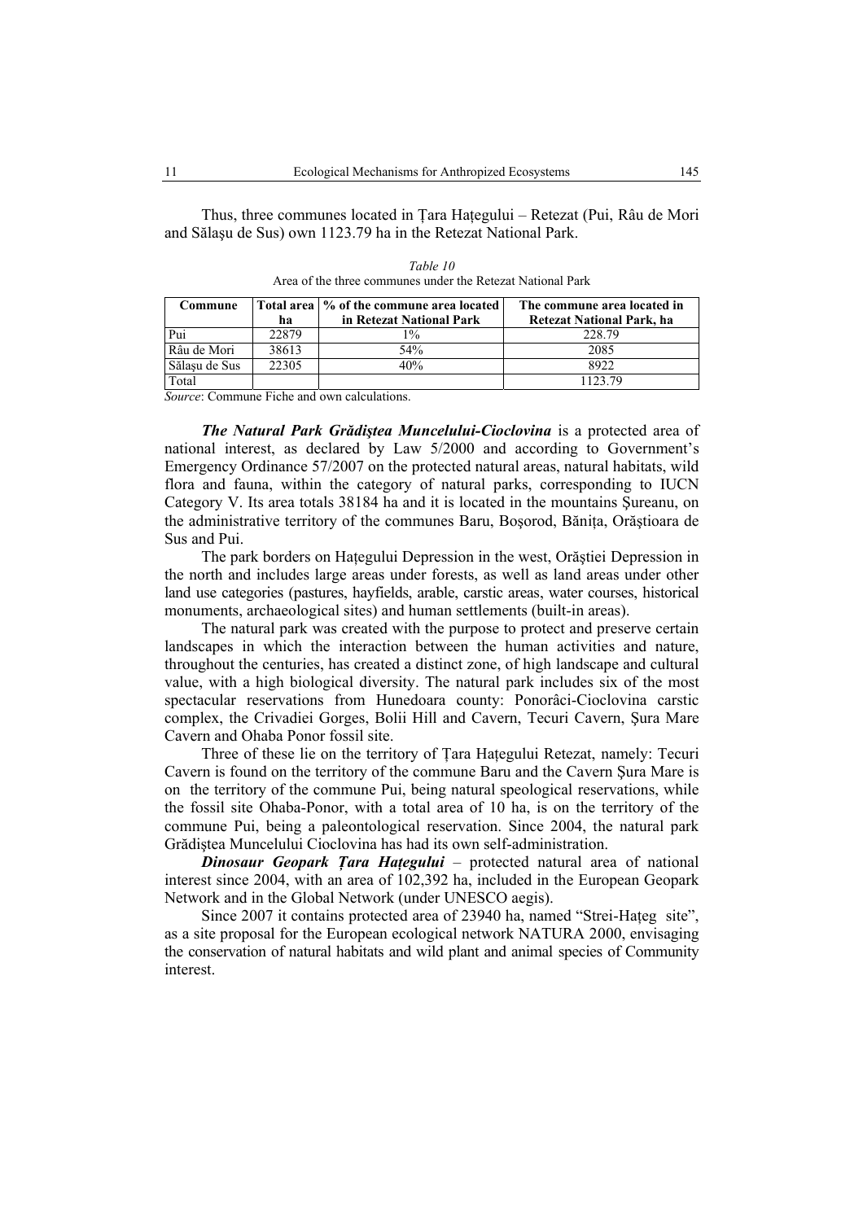Thus, three communes located in Țara Hațegului – Retezat (Pui, Râu de Mori and Sălașu de Sus) own 1123.79 ha in the Retezat National Park.

*Table 10*
Area of the three communes under the Retezat National Park

| Commune | Total area ha | % of the commune area located in Retezat National Park | The commune area located in Retezat National Park, ha |
|---|---|---|---|
| Pui | 22879 | 1% | 228.79 |
| Râu de Mori | 38613 | 54% | 2085 |
| Sălașu de Sus | 22305 | 40% | 8922 |
| Total | | | 1123.79 |

*Source*: Commune Fiche and own calculations.

***The Natural Park Grădiştea Muncelului-Cioclovina*** is a protected area of national interest, as declared by Law 5/2000 and according to Government's Emergency Ordinance 57/2007 on the protected natural areas, natural habitats, wild flora and fauna, within the category of natural parks, corresponding to IUCN Category V. Its area totals 38184 ha and it is located in the mountains Şureanu, on the administrative territory of the communes Baru, Boşorod, Bănița, Orăştioara de Sus and Pui.

The park borders on Hațegului Depression in the west, Orăştiei Depression in the north and includes large areas under forests, as well as land areas under other land use categories (pastures, hayfields, arable, carstic areas, water courses, historical monuments, archaeological sites) and human settlements (built-in areas).

The natural park was created with the purpose to protect and preserve certain landscapes in which the interaction between the human activities and nature, throughout the centuries, has created a distinct zone, of high landscape and cultural value, with a high biological diversity. The natural park includes six of the most spectacular reservations from Hunedoara county: Ponorâci-Cioclovina carstic complex, the Crivadiei Gorges, Bolii Hill and Cavern, Tecuri Cavern, Şura Mare Cavern and Ohaba Ponor fossil site.

Three of these lie on the territory of Țara Hațegului Retezat, namely: Tecuri Cavern is found on the territory of the commune Baru and the Cavern Şura Mare is on the territory of the commune Pui, being natural speological reservations, while the fossil site Ohaba-Ponor, with a total area of 10 ha, is on the territory of the commune Pui, being a paleontological reservation. Since 2004, the natural park Grădiştea Muncelului Cioclovina has had its own self-administration.

***Dinosaur Geopark Țara Hațegului*** – protected natural area of national interest since 2004, with an area of 102,392 ha, included in the European Geopark Network and in the Global Network (under UNESCO aegis).

Since 2007 it contains protected area of 23940 ha, named "Strei-Hațeg site", as a site proposal for the European ecological network NATURA 2000, envisaging the conservation of natural habitats and wild plant and animal species of Community interest.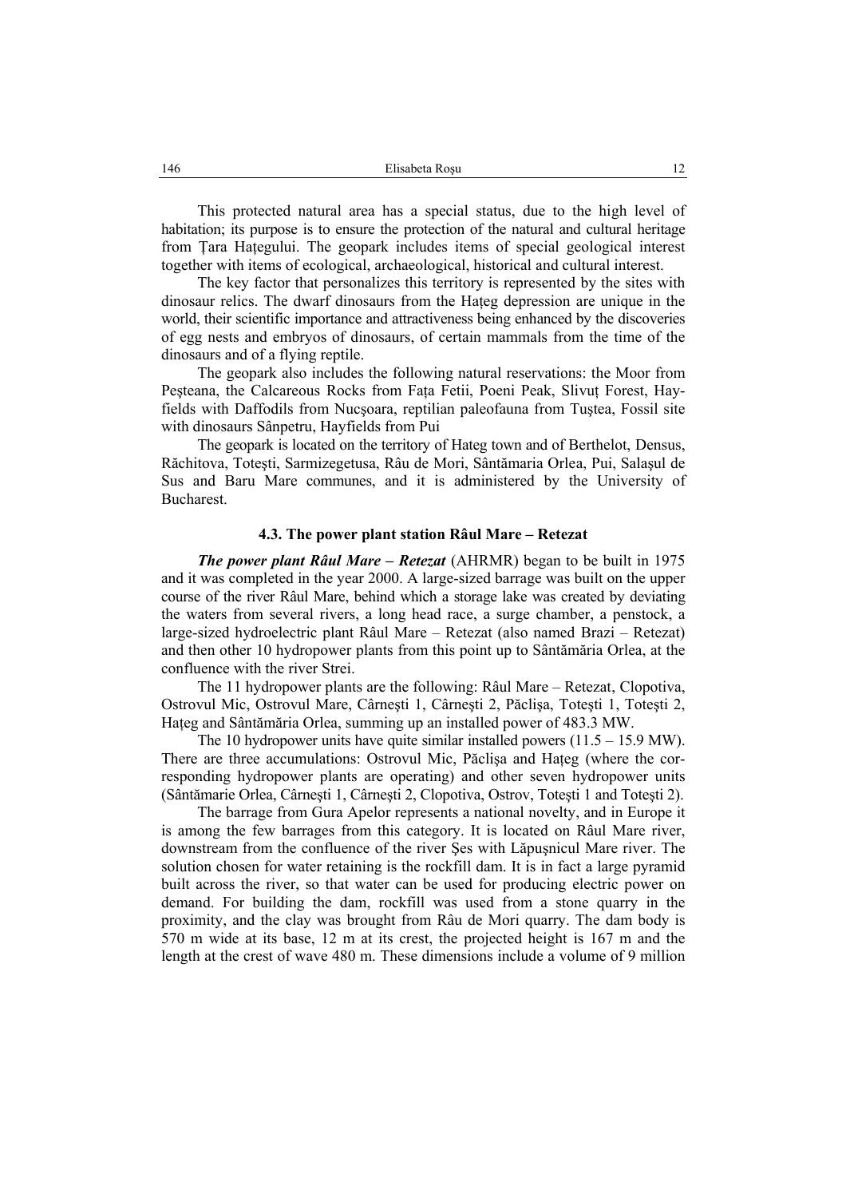This protected natural area has a special status, due to the high level of habitation; its purpose is to ensure the protection of the natural and cultural heritage from Ţara Haţegului. The geopark includes items of special geological interest together with items of ecological, archaeological, historical and cultural interest.

The key factor that personalizes this territory is represented by the sites with dinosaur relics. The dwarf dinosaurs from the Haţeg depression are unique in the world, their scientific importance and attractiveness being enhanced by the discoveries of egg nests and embryos of dinosaurs, of certain mammals from the time of the dinosaurs and of a flying reptile.

The geopark also includes the following natural reservations: the Moor from Peşteana, the Calcareous Rocks from Faţa Fetii, Poeni Peak, Slivuţ Forest, Hay-fields with Daffodils from Nucşoara, reptilian paleofauna from Tuştea, Fossil site with dinosaurs Sânpetru, Hayfields from Pui

The geopark is located on the territory of Hateg town and of Berthelot, Densus, Răchitova, Toteşti, Sarmizegetusa, Râu de Mori, Sântămaria Orlea, Pui, Salaşul de Sus and Baru Mare communes, and it is administered by the University of Bucharest.

### 4.3. The power plant station Râul Mare – Retezat

***The power plant Râul Mare – Retezat*** (AHRMR) began to be built in 1975 and it was completed in the year 2000. A large-sized barrage was built on the upper course of the river Râul Mare, behind which a storage lake was created by deviating the waters from several rivers, a long head race, a surge chamber, a penstock, a large-sized hydroelectric plant Râul Mare – Retezat (also named Brazi – Retezat) and then other 10 hydropower plants from this point up to Sântămăria Orlea, at the confluence with the river Strei.

The 11 hydropower plants are the following: Râul Mare – Retezat, Clopotiva, Ostrovul Mic, Ostrovul Mare, Cârneşti 1, Cârneşti 2, Păclişa, Toteşti 1, Toteşti 2, Haţeg and Sântămăria Orlea, summing up an installed power of 483.3 MW.

The 10 hydropower units have quite similar installed powers (11.5 – 15.9 MW). There are three accumulations: Ostrovul Mic, Păclişa and Haţeg (where the corresponding hydropower plants are operating) and other seven hydropower units (Sântămarie Orlea, Cârneşti 1, Cârneşti 2, Clopotiva, Ostrov, Toteşti 1 and Toteşti 2).

The barrage from Gura Apelor represents a national novelty, and in Europe it is among the few barrages from this category. It is located on Râul Mare river, downstream from the confluence of the river Şes with Lăpuşnicul Mare river. The solution chosen for water retaining is the rockfill dam. It is in fact a large pyramid built across the river, so that water can be used for producing electric power on demand. For building the dam, rockfill was used from a stone quarry in the proximity, and the clay was brought from Râu de Mori quarry. The dam body is 570 m wide at its base, 12 m at its crest, the projected height is 167 m and the length at the crest of wave 480 m. These dimensions include a volume of 9 million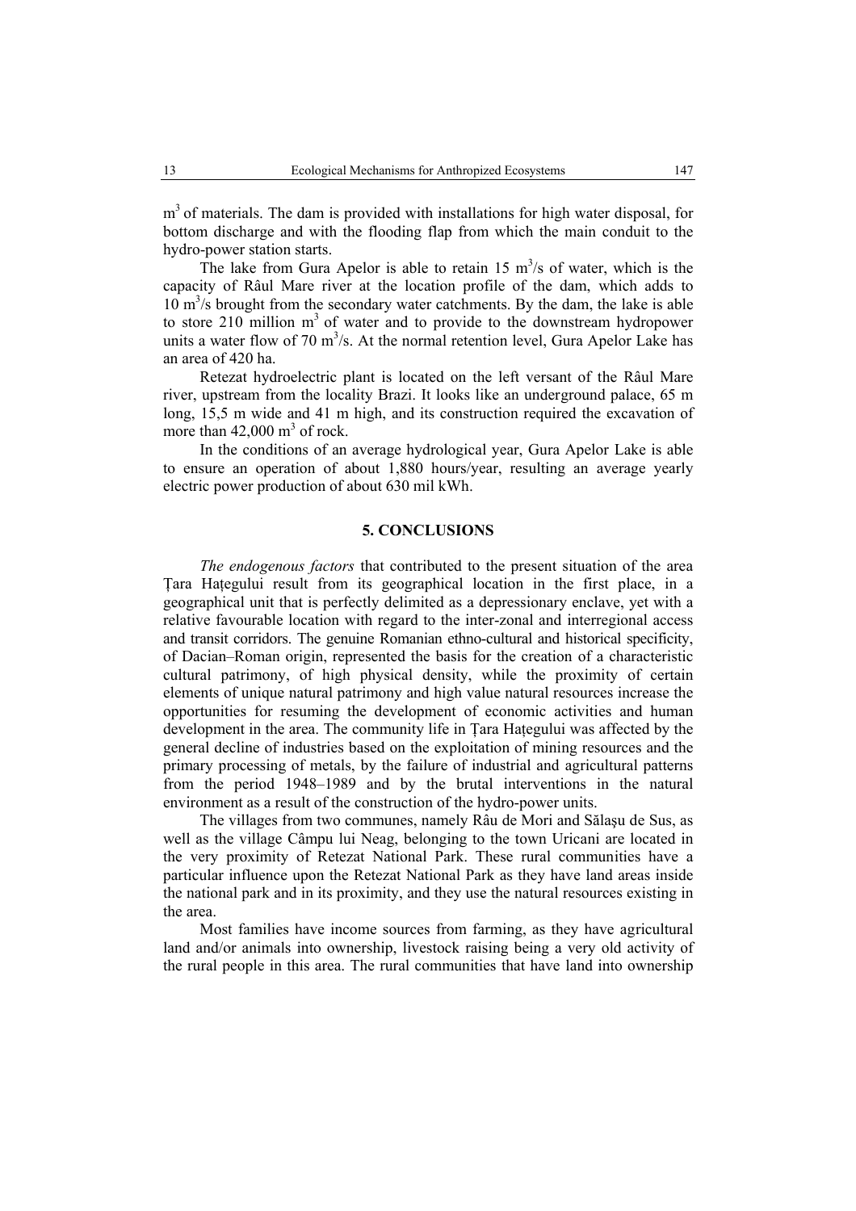m$^3$ of materials. The dam is provided with installations for high water disposal, for bottom discharge and with the flooding flap from which the main conduit to the hydro-power station starts.

The lake from Gura Apelor is able to retain 15 m$^3$/s of water, which is the capacity of Râul Mare river at the location profile of the dam, which adds to 10 m$^3$/s brought from the secondary water catchments. By the dam, the lake is able to store 210 million m$^3$ of water and to provide to the downstream hydropower units a water flow of 70 m$^3$/s. At the normal retention level, Gura Apelor Lake has an area of 420 ha.

Retezat hydroelectric plant is located on the left versant of the Râul Mare river, upstream from the locality Brazi. It looks like an underground palace, 65 m long, 15,5 m wide and 41 m high, and its construction required the excavation of more than 42,000 m$^3$ of rock.

In the conditions of an average hydrological year, Gura Apelor Lake is able to ensure an operation of about 1,880 hours/year, resulting an average yearly electric power production of about 630 mil kWh.

## 5. CONCLUSIONS

*The endogenous factors* that contributed to the present situation of the area Țara Hațegului result from its geographical location in the first place, in a geographical unit that is perfectly delimited as a depressionary enclave, yet with a relative favourable location with regard to the inter-zonal and interregional access and transit corridors. The genuine Romanian ethno-cultural and historical specificity, of Dacian–Roman origin, represented the basis for the creation of a characteristic cultural patrimony, of high physical density, while the proximity of certain elements of unique natural patrimony and high value natural resources increase the opportunities for resuming the development of economic activities and human development in the area. The community life in Țara Hațegului was affected by the general decline of industries based on the exploitation of mining resources and the primary processing of metals, by the failure of industrial and agricultural patterns from the period 1948–1989 and by the brutal interventions in the natural environment as a result of the construction of the hydro-power units.

The villages from two communes, namely Râu de Mori and Sălaşu de Sus, as well as the village Câmpu lui Neag, belonging to the town Uricani are located in the very proximity of Retezat National Park. These rural communities have a particular influence upon the Retezat National Park as they have land areas inside the national park and in its proximity, and they use the natural resources existing in the area.

Most families have income sources from farming, as they have agricultural land and/or animals into ownership, livestock raising being a very old activity of the rural people in this area. The rural communities that have land into ownership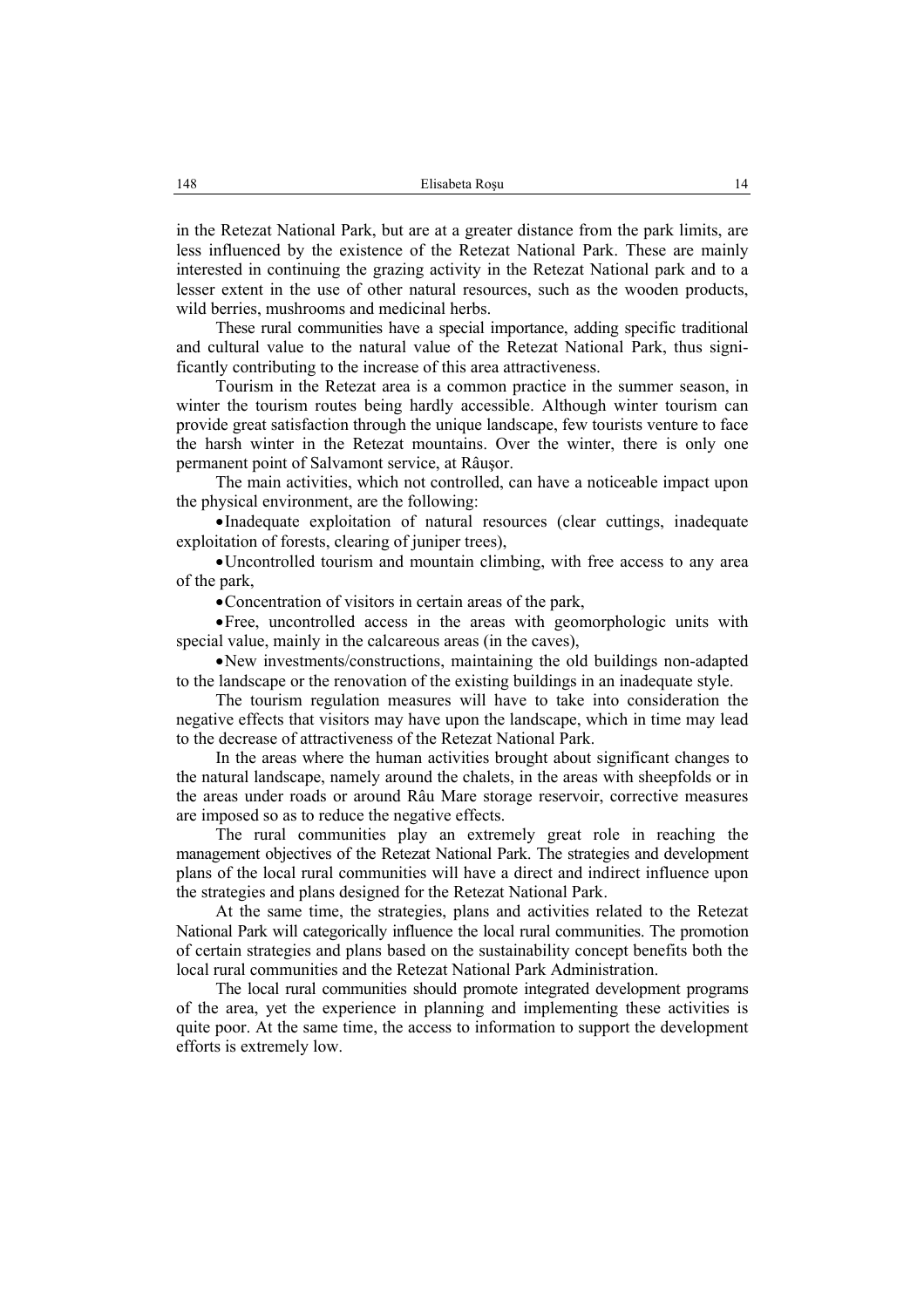in the Retezat National Park, but are at a greater distance from the park limits, are less influenced by the existence of the Retezat National Park. These are mainly interested in continuing the grazing activity in the Retezat National park and to a lesser extent in the use of other natural resources, such as the wooden products, wild berries, mushrooms and medicinal herbs.

These rural communities have a special importance, adding specific traditional and cultural value to the natural value of the Retezat National Park, thus significantly contributing to the increase of this area attractiveness.

Tourism in the Retezat area is a common practice in the summer season, in winter the tourism routes being hardly accessible. Although winter tourism can provide great satisfaction through the unique landscape, few tourists venture to face the harsh winter in the Retezat mountains. Over the winter, there is only one permanent point of Salvamont service, at Râuşor.

The main activities, which not controlled, can have a noticeable impact upon the physical environment, are the following:

- Inadequate exploitation of natural resources (clear cuttings, inadequate exploitation of forests, clearing of juniper trees),
- Uncontrolled tourism and mountain climbing, with free access to any area of the park,
- Concentration of visitors in certain areas of the park,
- Free, uncontrolled access in the areas with geomorphologic units with special value, mainly in the calcareous areas (in the caves),
- New investments/constructions, maintaining the old buildings non-adapted to the landscape or the renovation of the existing buildings in an inadequate style.

The tourism regulation measures will have to take into consideration the negative effects that visitors may have upon the landscape, which in time may lead to the decrease of attractiveness of the Retezat National Park.

In the areas where the human activities brought about significant changes to the natural landscape, namely around the chalets, in the areas with sheepfolds or in the areas under roads or around Râu Mare storage reservoir, corrective measures are imposed so as to reduce the negative effects.

The rural communities play an extremely great role in reaching the management objectives of the Retezat National Park. The strategies and development plans of the local rural communities will have a direct and indirect influence upon the strategies and plans designed for the Retezat National Park.

At the same time, the strategies, plans and activities related to the Retezat National Park will categorically influence the local rural communities. The promotion of certain strategies and plans based on the sustainability concept benefits both the local rural communities and the Retezat National Park Administration.

The local rural communities should promote integrated development programs of the area, yet the experience in planning and implementing these activities is quite poor. At the same time, the access to information to support the development efforts is extremely low.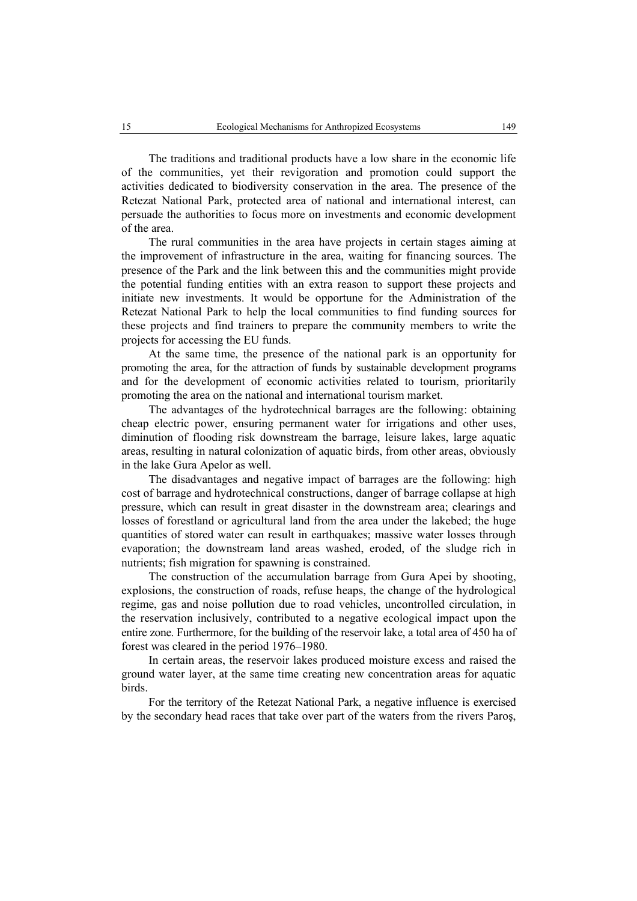The traditions and traditional products have a low share in the economic life of the communities, yet their revigoration and promotion could support the activities dedicated to biodiversity conservation in the area. The presence of the Retezat National Park, protected area of national and international interest, can persuade the authorities to focus more on investments and economic development of the area.

The rural communities in the area have projects in certain stages aiming at the improvement of infrastructure in the area, waiting for financing sources. The presence of the Park and the link between this and the communities might provide the potential funding entities with an extra reason to support these projects and initiate new investments. It would be opportune for the Administration of the Retezat National Park to help the local communities to find funding sources for these projects and find trainers to prepare the community members to write the projects for accessing the EU funds.

At the same time, the presence of the national park is an opportunity for promoting the area, for the attraction of funds by sustainable development programs and for the development of economic activities related to tourism, prioritarily promoting the area on the national and international tourism market.

The advantages of the hydrotechnical barrages are the following: obtaining cheap electric power, ensuring permanent water for irrigations and other uses, diminution of flooding risk downstream the barrage, leisure lakes, large aquatic areas, resulting in natural colonization of aquatic birds, from other areas, obviously in the lake Gura Apelor as well.

The disadvantages and negative impact of barrages are the following: high cost of barrage and hydrotechnical constructions, danger of barrage collapse at high pressure, which can result in great disaster in the downstream area; clearings and losses of forestland or agricultural land from the area under the lakebed; the huge quantities of stored water can result in earthquakes; massive water losses through evaporation; the downstream land areas washed, eroded, of the sludge rich in nutrients; fish migration for spawning is constrained.

The construction of the accumulation barrage from Gura Apei by shooting, explosions, the construction of roads, refuse heaps, the change of the hydrological regime, gas and noise pollution due to road vehicles, uncontrolled circulation, in the reservation inclusively, contributed to a negative ecological impact upon the entire zone. Furthermore, for the building of the reservoir lake, a total area of 450 ha of forest was cleared in the period 1976–1980.

In certain areas, the reservoir lakes produced moisture excess and raised the ground water layer, at the same time creating new concentration areas for aquatic birds.

For the territory of the Retezat National Park, a negative influence is exercised by the secondary head races that take over part of the waters from the rivers Paroş,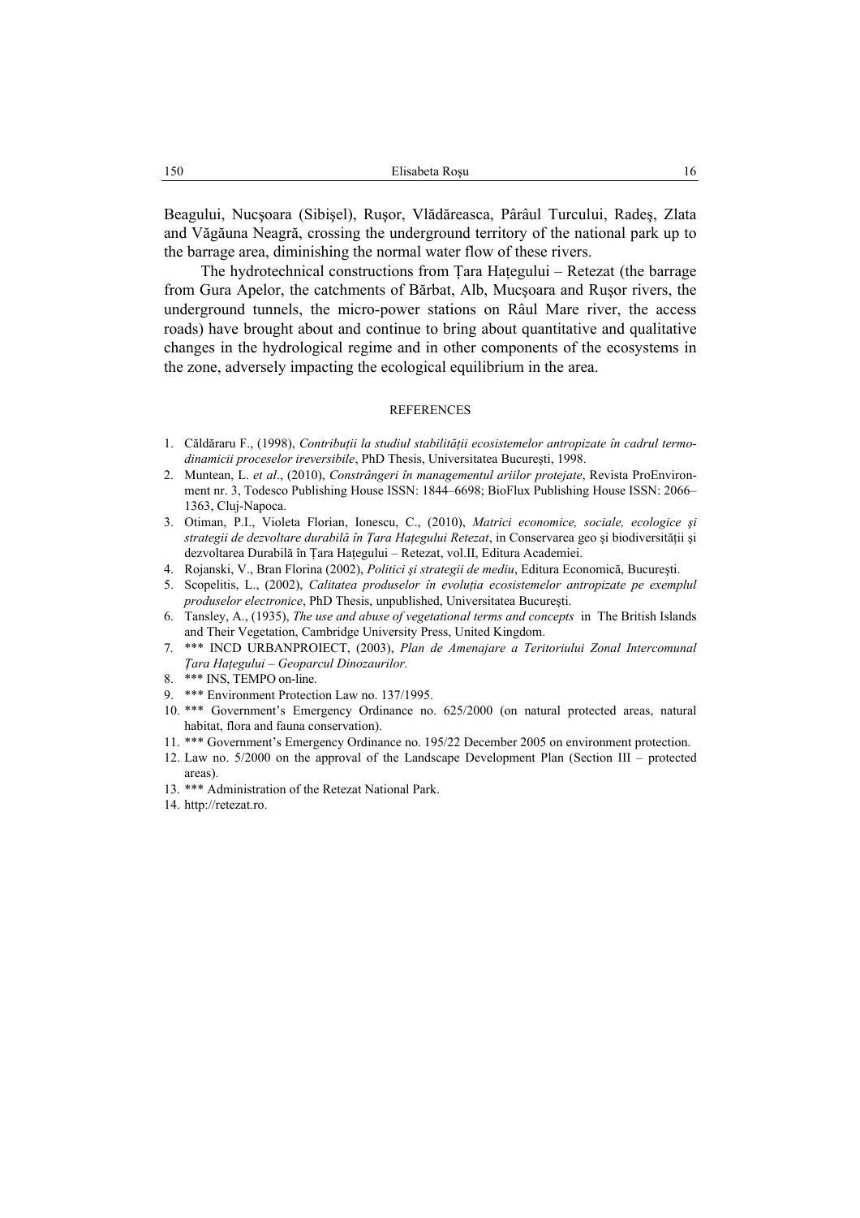Beagului, Nucşoara (Sibişel), Ruşor, Vlădăreasca, Pârâul Turcului, Radeş, Zlata and Văgăuna Neagră, crossing the underground territory of the national park up to the barrage area, diminishing the normal water flow of these rivers.

The hydrotechnical constructions from Țara Hațegului – Retezat (the barrage from Gura Apelor, the catchments of Bărbat, Alb, Mucşoara and Ruşor rivers, the underground tunnels, the micro-power stations on Râul Mare river, the access roads) have brought about and continue to bring about quantitative and qualitative changes in the hydrological regime and in other components of the ecosystems in the zone, adversely impacting the ecological equilibrium in the area.

## REFERENCES

1. Căldăraru F., (1998), *Contribuții la studiul stabilității ecosistemelor antropizate în cadrul termodinamicii proceselor ireversibile*, PhD Thesis, Universitatea Bucureşti, 1998.
2. Muntean, L. *et al*., (2010), *Constrângeri în managementul ariilor protejate*, Revista ProEnvironment nr. 3, Todesco Publishing House ISSN: 1844–6698; BioFlux Publishing House ISSN: 2066–1363, Cluj-Napoca.
3. Otiman, P.I., Violeta Florian, Ionescu, C., (2010), *Matrici economice, sociale, ecologice şi strategii de dezvoltare durabilă în Țara Hațegului Retezat*, in Conservarea geo şi biodiversității şi dezvoltarea Durabilă în Țara Hațegului – Retezat, vol.II, Editura Academiei.
4. Rojanski, V., Bran Florina (2002), *Politici şi strategii de mediu*, Editura Economică, Bucureşti.
5. Scopelitis, L., (2002), *Calitatea produselor în evoluția ecosistemelor antropizate pe exemplul produselor electronice*, PhD Thesis, unpublished, Universitatea Bucureşti.
6. Tansley, A., (1935), *The use and abuse of vegetational terms and concepts* in The British Islands and Their Vegetation, Cambridge University Press, United Kingdom.
7. \*\*\* INCD URBANPROIECT, (2003), *Plan de Amenajare a Teritoriului Zonal Intercomunal Țara Hațegului – Geoparcul Dinozaurilor.*
8. \*\*\* INS, TEMPO on-line.
9. \*\*\* Environment Protection Law no. 137/1995.
10. \*\*\* Government's Emergency Ordinance no. 625/2000 (on natural protected areas, natural habitat, flora and fauna conservation).
11. \*\*\* Government's Emergency Ordinance no. 195/22 December 2005 on environment protection.
12. Law no. 5/2000 on the approval of the Landscape Development Plan (Section III – protected areas).
13. \*\*\* Administration of the Retezat National Park.
14. http://retezat.ro.